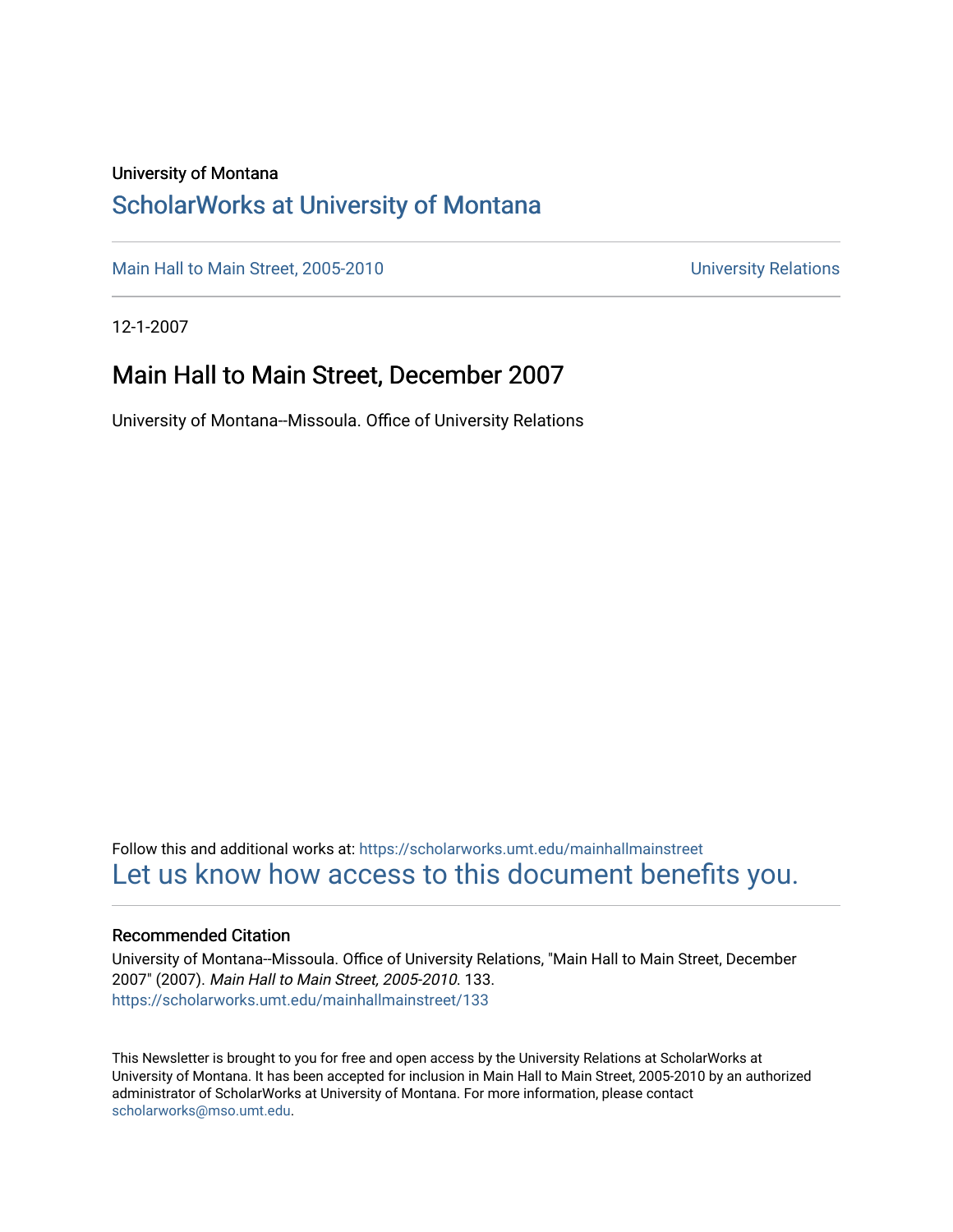University of Montana

# ScholarWorks at University of Montana

Main Hall to Main Street, 2005-2010 | University Relations

12-1-2007

## Main Hall to Main Street, December 2007

University of Montana--Missoula. Office of University Relations

Follow this and additional works at: https://scholarworks.umt.edu/mainhallmainstreet

Let us know how access to this document benefits you.

### Recommended Citation

University of Montana--Missoula. Office of University Relations, "Main Hall to Main Street, December 2007" (2007). *Main Hall to Main Street, 2005-2010*. 133.
https://scholarworks.umt.edu/mainhallmainstreet/133

This Newsletter is brought to you for free and open access by the University Relations at ScholarWorks at University of Montana. It has been accepted for inclusion in Main Hall to Main Street, 2005-2010 by an authorized administrator of ScholarWorks at University of Montana. For more information, please contact scholarworks@mso.umt.edu.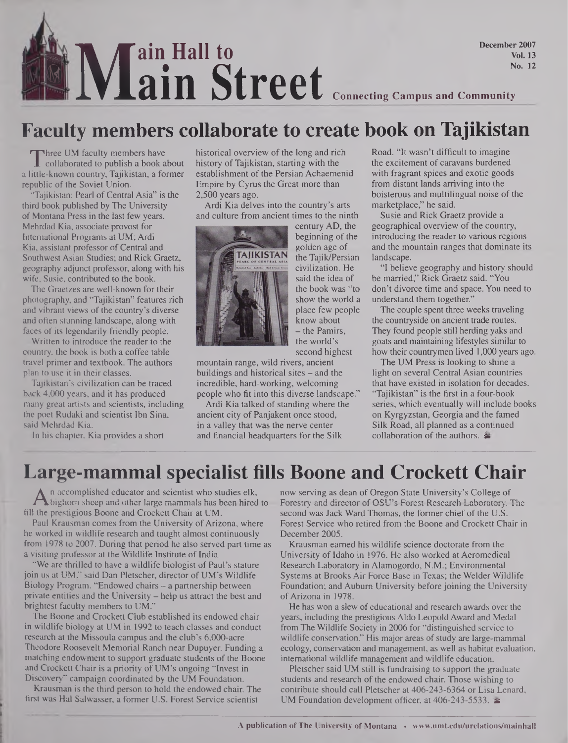# Main Hall to Main Street

**Connecting Campus and Community**

December 2007
Vol. 13
No. 12

## Faculty members collaborate to create book on Tajikistan

Three UM faculty members have collaborated to publish a book about a little-known country, Tajikistan, a former republic of the Soviet Union.

"Tajikistan: Pearl of Central Asia" is the third book published by The University of Montana Press in the last few years. Mehrdad Kia, associate provost for International Programs at UM; Ardi Kia, assistant professor of Central and Southwest Asian Studies; and Rick Graetz, geography adjunct professor, along with his wife, Susie, contributed to the book.

The Graetzes are well-known for their photography, and "Tajikistan" features rich and vibrant views of the country's diverse and often stunning landscape, along with faces of its legendarily friendly people.

Written to introduce the reader to the country, the book is both a coffee table travel primer and textbook. The authors plan to use it in their classes.

Tajikistan's civilization can be traced back 4,000 years, and it has produced many great artists and scientists, including the poet Rudaki and scientist Ibn Sina, said Mehrdad Kia.

In his chapter, Kia provides a short historical overview of the long and rich history of Tajikistan, starting with the establishment of the Persian Achaemenid Empire by Cyrus the Great more than 2,500 years ago.

Ardi Kia delves into the country's arts and culture from ancient times to the ninth century AD, the beginning of the golden age of the Tajik/Persian civilization. He said the idea of the book was "to show the world a place few people know about – the Pamirs, the world's second highest mountain range, wild rivers, ancient buildings and historical sites – and the incredible, hard-working, welcoming people who fit into this diverse landscape."

Ardi Kia talked of standing where the ancient city of Panjakent once stood, in a valley that was the nerve center and financial headquarters for the Silk Road. "It wasn't difficult to imagine the excitement of caravans burdened with fragrant spices and exotic goods from distant lands arriving into the boisterous and multilingual noise of the marketplace," he said.

Susie and Rick Graetz provide a geographical overview of the country, introducing the reader to various regions and the mountain ranges that dominate its landscape.

"I believe geography and history should be married," Rick Graetz said. "You don't divorce time and space. You need to understand them together."

The couple spent three weeks traveling the countryside on ancient trade routes. They found people still herding yaks and goats and maintaining lifestyles similar to how their countrymen lived 1,000 years ago.

The UM Press is looking to shine a light on several Central Asian countries that have existed in isolation for decades. "Tajikistan" is the first in a four-book series, which eventually will include books on Kyrgyzstan, Georgia and the famed Silk Road, all planned as a continued collaboration of the authors.

## Large-mammal specialist fills Boone and Crockett Chair

An accomplished educator and scientist who studies elk, bighorn sheep and other large mammals has been hired to fill the prestigious Boone and Crockett Chair at UM.

Paul Krausman comes from the University of Arizona, where he worked in wildlife research and taught almost continuously from 1978 to 2007. During that period he also served part time as a visiting professor at the Wildlife Institute of India.

"We are thrilled to have a wildlife biologist of Paul's stature join us at UM," said Dan Pletscher, director of UM's Wildlife Biology Program. "Endowed chairs – a partnership between private entities and the University – help us attract the best and brightest faculty members to UM."

The Boone and Crockett Club established its endowed chair in wildlife biology at UM in 1992 to teach classes and conduct research at the Missoula campus and the club's 6,000-acre Theodore Roosevelt Memorial Ranch near Dupuyer. Funding a matching endowment to support graduate students of the Boone and Crockett Chair is a priority of UM's ongoing "Invest in Discovery" campaign coordinated by the UM Foundation.

Krausman is the third person to hold the endowed chair. The first was Hal Salwasser, a former U.S. Forest Service scientist now serving as dean of Oregon State University's College of Forestry and director of OSU's Forest Research Laboratory. The second was Jack Ward Thomas, the former chief of the U.S. Forest Service who retired from the Boone and Crockett Chair in December 2005.

Krausman earned his wildlife science doctorate from the University of Idaho in 1976. He also worked at Aeromedical Research Laboratory in Alamogordo, N.M.; Environmental Systems at Brooks Air Force Base in Texas; the Welder Wildlife Foundation; and Auburn University before joining the University of Arizona in 1978.

He has won a slew of educational and research awards over the years, including the prestigious Aldo Leopold Award and Medal from The Wildlife Society in 2006 for "distinguished service to wildlife conservation." His major areas of study are large-mammal ecology, conservation and management, as well as habitat evaluation, international wildlife management and wildlife education.

Pletscher said UM still is fundraising to support the graduate students and research of the endowed chair. Those wishing to contribute should call Pletscher at 406-243-6364 or Lisa Lenard, UM Foundation development officer, at 406-243-5533.

A publication of The University of Montana • www.umt.edu/urelations/mainhall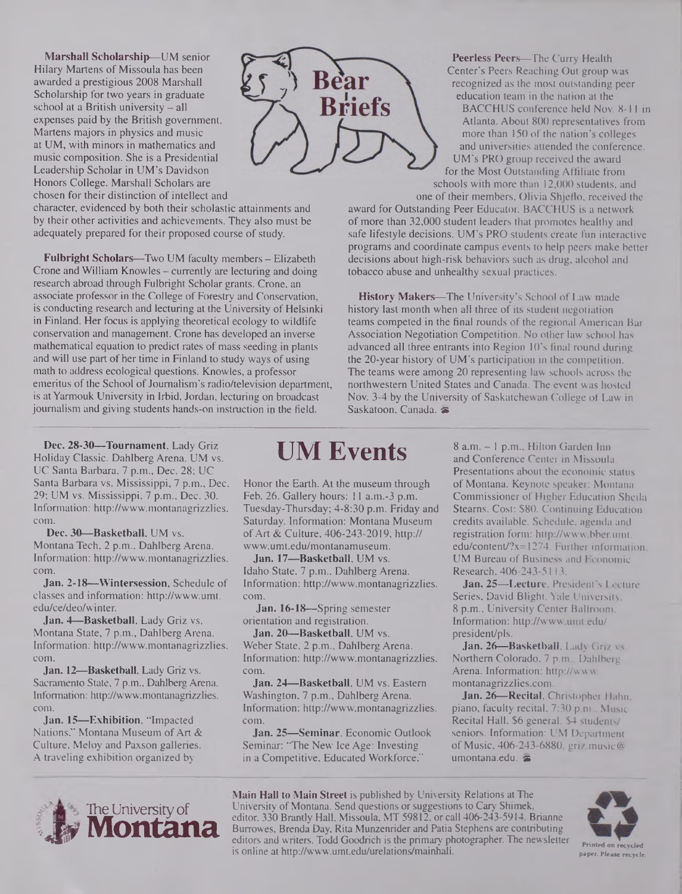# Bear Briefs

**Marshall Scholarship**—UM senior Hilary Martens of Missoula has been awarded a prestigious 2008 Marshall Scholarship for two years in graduate school at a British university – all expenses paid by the British government. Martens majors in physics and music at UM, with minors in mathematics and music composition. She is a Presidential Leadership Scholar in UM's Davidson Honors College. Marshall Scholars are chosen for their distinction of intellect and character, evidenced by both their scholastic attainments and by their other activities and achievements. They also must be adequately prepared for their proposed course of study.

**Fulbright Scholars**—Two UM faculty members – Elizabeth Crone and William Knowles – currently are lecturing and doing research abroad through Fulbright Scholar grants. Crone, an associate professor in the College of Forestry and Conservation, is conducting research and lecturing at the University of Helsinki in Finland. Her focus is applying theoretical ecology to wildlife conservation and management. Crone has developed an inverse mathematical equation to predict rates of mass seeding in plants and will use part of her time in Finland to study ways of using math to address ecological questions. Knowles, a professor emeritus of the School of Journalism's radio/television department, is at Yarmouk University in Irbid, Jordan, lecturing on broadcast journalism and giving students hands-on instruction in the field.

**Peerless Peers**—The Curry Health Center's Peers Reaching Out group was recognized as the most outstanding peer education team in the nation at the BACCHUS conference held Nov. 8-11 in Atlanta. About 800 representatives from more than 150 of the nation's colleges and universities attended the conference. UM's PRO group received the award for the Most Outstanding Affiliate from schools with more than 12,000 students, and one of their members, Olivia Shjeflo, received the award for Outstanding Peer Educator. BACCHUS is a network of more than 32,000 student leaders that promotes healthy and safe lifestyle decisions. UM's PRO students create fun interactive programs and coordinate campus events to help peers make better decisions about high-risk behaviors such as drug, alcohol and tobacco abuse and unhealthy sexual practices.

**History Makers**—The University's School of Law made history last month when all three of its student negotiation teams competed in the final rounds of the regional American Bar Association Negotiation Competition. No other law school has advanced all three entrants into Region 10's final round during the 20-year history of UM's participation in the competition. The teams were among 20 representing law schools across the northwestern United States and Canada. The event was hosted Nov. 3-4 by the University of Saskatchewan College of Law in Saskatoon, Canada.

# UM Events

**Dec. 28-30—Tournament**. Lady Griz Holiday Classic. Dahlberg Arena. UM vs. UC Santa Barbara, 7 p.m., Dec. 28; UC Santa Barbara vs. Mississippi, 7 p.m., Dec. 29; UM vs. Mississippi, 7 p.m., Dec. 30. Information: http://www.montanagrizzlies.com.

**Dec. 30—Basketball**. UM vs. Montana Tech, 2 p.m., Dahlberg Arena. Information: http://www.montanagrizzlies.com.

**Jan. 2-18—Wintersession**. Schedule of classes and information: http://www.umt.edu/ce/deo/winter.

**Jan. 4—Basketball**. Lady Griz vs. Montana State, 7 p.m., Dahlberg Arena. Information: http://www.montanagrizzlies.com.

**Jan. 12—Basketball**. Lady Griz vs. Sacramento State, 7 p.m., Dahlberg Arena. Information: http://www.montanagrizzlies.com.

**Jan. 15—Exhibition**. "Impacted Nations." Montana Museum of Art & Culture, Meloy and Paxson galleries. A traveling exhibition organized by Honor the Earth. At the museum through Feb. 26. Gallery hours: 11 a.m.-3 p.m. Tuesday-Thursday; 4-8:30 p.m. Friday and Saturday. Information: Montana Museum of Art & Culture, 406-243-2019, http://www.umt.edu/montanamuseum.

**Jan. 17—Basketball**. UM vs. Idaho State, 7 p.m., Dahlberg Arena. Information: http://www.montanagrizzlies.com.

**Jan. 16-18**—Spring semester orientation and registration.

**Jan. 20—Basketball**. UM vs. Weber State, 2 p.m., Dahlberg Arena. Information: http://www.montanagrizzlies.com.

**Jan. 24—Basketball**. UM vs. Eastern Washington, 7 p.m., Dahlberg Arena. Information: http://www.montanagrizzlies.com.

**Jan. 25—Seminar**. Economic Outlook Seminar: "The New Ice Age: Investing in a Competitive, Educated Workforce," 8 a.m. – 1 p.m., Hilton Garden Inn and Conference Center in Missoula. Presentations about the economic status of Montana. Keynote speaker: Montana Commissioner of Higher Education Sheila Stearns. Cost: $80. Continuing Education credits available. Schedule, agenda and registration form: http://www.bber.umt.edu/content/?x=1274. Further information, UM Bureau of Business and Economic Research, 406-243-5113.

**Jan. 25—Lecture**. President's Lecture Series, David Blight, Yale University, 8 p.m., University Center Ballroom. Information: http://www.umt.edu/president/pls.

**Jan. 26—Basketball**. Lady Griz vs. Northern Colorado, 7 p.m., Dahlberg Arena. Information: http://www.montanagrizzlies.com.

**Jan. 26—Recital**. Christopher Hahn, piano, faculty recital, 7:30 p.m., Music Recital Hall. $6 general, $4 students/seniors. Information: UM Department of Music, 406-243-6880, griz.music@umontana.edu.

The University of Montana

**Main Hall to Main Street** is published by University Relations at The University of Montana. Send questions or suggestions to Cary Shimek, editor, 330 Brantly Hall, Missoula, MT 59812, or call 406-243-5914. Brianne Burrowes, Brenda Day, Rita Munzenrider and Patia Stephens are contributing editors and writers. Todd Goodrich is the primary photographer. The newsletter is online at http://www.umt.edu/urelations/mainhall.

Printed on recycled paper. Please recycle.